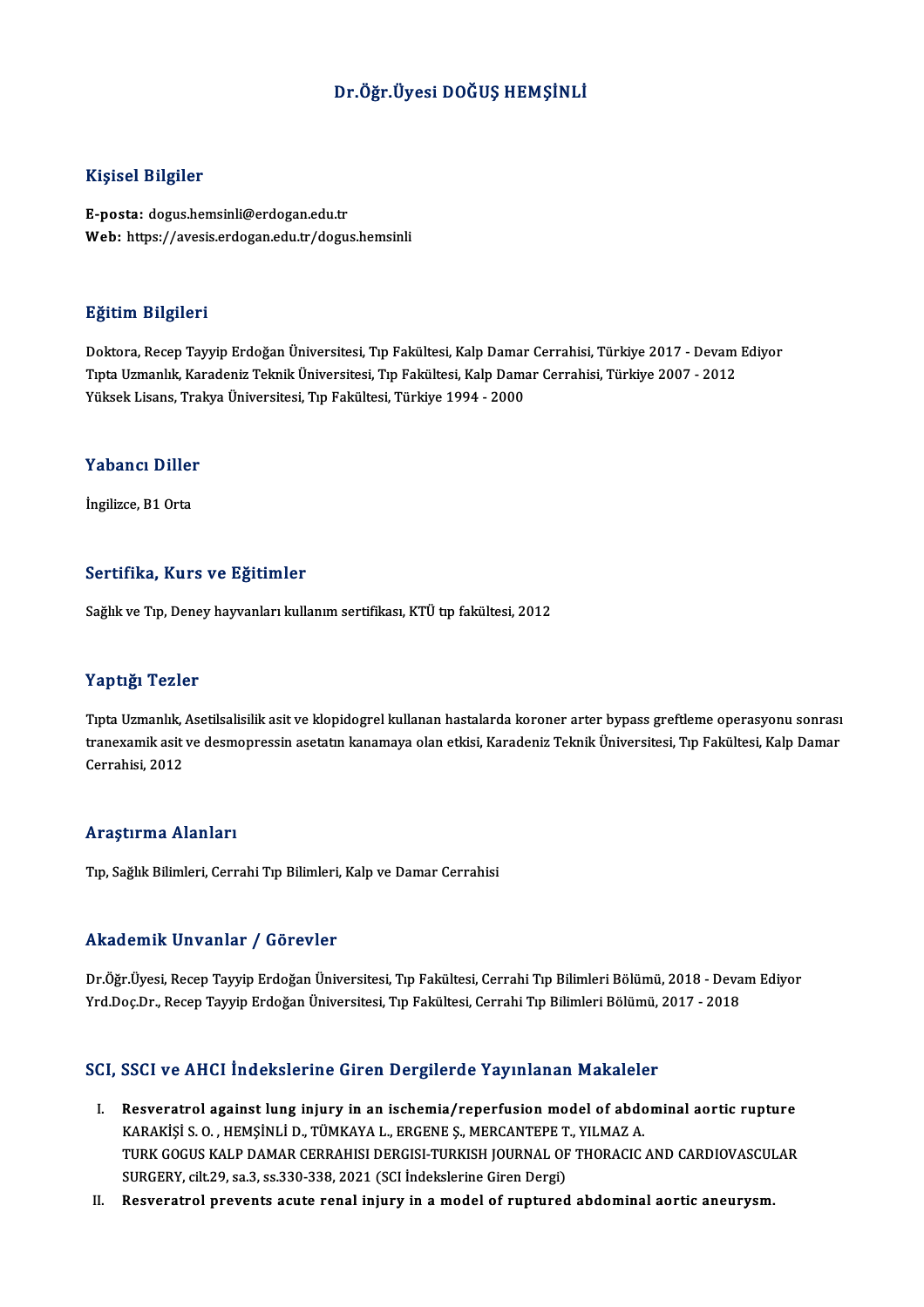# Dr.Öğr.Üyesi DOĞUŞ HEMŞİNLİ

## Kişisel Bilgiler

**E-posta:** dogus.hemsinli@erdogan.edu.tr
**Web:** https://avesis.erdogan.edu.tr/dogus.hemsinli

## Eğitim Bilgileri

Doktora, Recep Tayyip Erdoğan Üniversitesi, Tıp Fakültesi, Kalp Damar Cerrahisi, Türkiye 2017 - Devam Ediyor
Tıpta Uzmanlık, Karadeniz Teknik Üniversitesi, Tıp Fakültesi, Kalp Damar Cerrahisi, Türkiye 2007 - 2012
Yüksek Lisans, Trakya Üniversitesi, Tıp Fakültesi, Türkiye 1994 - 2000

## Yabancı Diller

İngilizce, B1 Orta

## Sertifika, Kurs ve Eğitimler

Sağlık ve Tıp, Deney hayvanları kullanım sertifikası, KTÜ tıp fakültesi, 2012

## Yaptığı Tezler

Tıpta Uzmanlık, Asetilsalisilik asit ve klopidogrel kullanan hastalarda koroner arter bypass greftleme operasyonu sonrası tranexamik asit ve desmopressin asetatın kanamaya olan etkisi, Karadeniz Teknik Üniversitesi, Tıp Fakültesi, Kalp Damar Cerrahisi, 2012

## Araştırma Alanları

Tıp, Sağlık Bilimleri, Cerrahi Tıp Bilimleri, Kalp ve Damar Cerrahisi

## Akademik Unvanlar / Görevler

Dr.Öğr.Üyesi, Recep Tayyip Erdoğan Üniversitesi, Tıp Fakültesi, Cerrahi Tıp Bilimleri Bölümü, 2018 - Devam Ediyor
Yrd.Doç.Dr., Recep Tayyip Erdoğan Üniversitesi, Tıp Fakültesi, Cerrahi Tıp Bilimleri Bölümü, 2017 - 2018

## SCI, SSCI ve AHCI İndekslerine Giren Dergilerde Yayınlanan Makaleler

I. **Resveratrol against lung injury in an ischemia/reperfusion model of abdominal aortic rupture**
KARAKİŞİ S. O. , HEMŞİNLİ D., TÜMKAYA L., ERGENE Ş., MERCANTEPE T., YILMAZ A.
TURK GOGUS KALP DAMAR CERRAHISI DERGISI-TURKISH JOURNAL OF THORACIC AND CARDIOVASCULAR SURGERY, cilt.29, sa.3, ss.330-338, 2021 (SCI İndekslerine Giren Dergi)

II. **Resveratrol prevents acute renal injury in a model of ruptured abdominal aortic aneurysm.**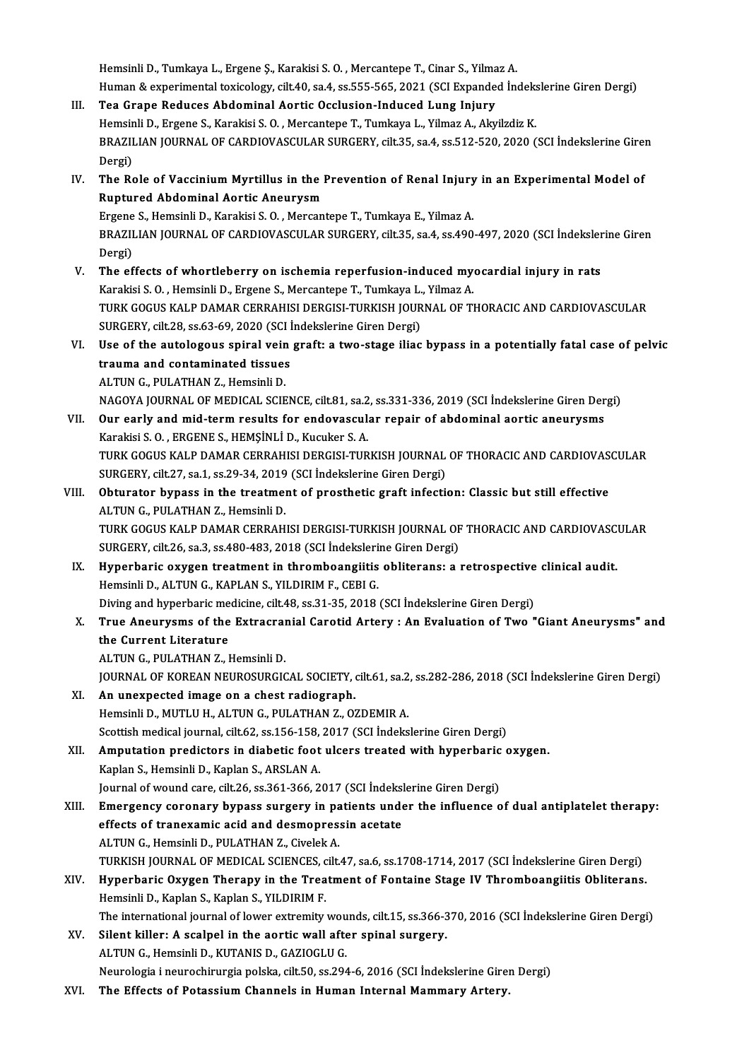Hemsinli D., Tumkaya L., Ergene Ş., Karakisi S. O. , Mercantepe T., Cinar S., Yilmaz A.
Human & experimental toxicology, cilt.40, sa.4, ss.555-565, 2021 (SCI Expanded İndekslerine Giren Dergi)

III. **Tea Grape Reduces Abdominal Aortic Occlusion-Induced Lung Injury**
Hemsinli D., Ergene S., Karakisi S. O. , Mercantepe T., Tumkaya L., Yilmaz A., Akyilzdiz K.
BRAZILIAN JOURNAL OF CARDIOVASCULAR SURGERY, cilt.35, sa.4, ss.512-520, 2020 (SCI İndekslerine Giren Dergi)

IV. **The Role of Vaccinium Myrtillus in the Prevention of Renal Injury in an Experimental Model of Ruptured Abdominal Aortic Aneurysm**
Ergene S., Hemsinli D., Karakisi S. O. , Mercantepe T., Tumkaya E., Yilmaz A.
BRAZILIAN JOURNAL OF CARDIOVASCULAR SURGERY, cilt.35, sa.4, ss.490-497, 2020 (SCI İndekslerine Giren Dergi)

V. **The effects of whortleberry on ischemia reperfusion-induced myocardial injury in rats**
Karakisi S. O. , Hemsinli D., Ergene S., Mercantepe T., Tumkaya L., Yilmaz A.
TURK GOGUS KALP DAMAR CERRAHISI DERGISI-TURKISH JOURNAL OF THORACIC AND CARDIOVASCULAR SURGERY, cilt.28, ss.63-69, 2020 (SCI İndekslerine Giren Dergi)

VI. **Use of the autologous spiral vein graft: a two-stage iliac bypass in a potentially fatal case of pelvic trauma and contaminated tissues**
ALTUN G., PULATHAN Z., Hemsinli D.
NAGOYA JOURNAL OF MEDICAL SCIENCE, cilt.81, sa.2, ss.331-336, 2019 (SCI İndekslerine Giren Dergi)

VII. **Our early and mid-term results for endovascular repair of abdominal aortic aneurysms**
Karakisi S. O. , ERGENE S., HEMŞİNLİ D., Kucuker S. A.
TURK GOGUS KALP DAMAR CERRAHISI DERGISI-TURKISH JOURNAL OF THORACIC AND CARDIOVASCULAR SURGERY, cilt.27, sa.1, ss.29-34, 2019 (SCI İndekslerine Giren Dergi)

VIII. **Obturator bypass in the treatment of prosthetic graft infection: Classic but still effective**
ALTUN G., PULATHAN Z., Hemsinli D.
TURK GOGUS KALP DAMAR CERRAHISI DERGISI-TURKISH JOURNAL OF THORACIC AND CARDIOVASCULAR SURGERY, cilt.26, sa.3, ss.480-483, 2018 (SCI İndekslerine Giren Dergi)

IX. **Hyperbaric oxygen treatment in thromboangiitis obliterans: a retrospective clinical audit.**
Hemsinli D., ALTUN G., KAPLAN S., YILDIRIM F., CEBI G.
Diving and hyperbaric medicine, cilt.48, ss.31-35, 2018 (SCI İndekslerine Giren Dergi)

X. **True Aneurysms of the Extracranial Carotid Artery : An Evaluation of Two "Giant Aneurysms" and the Current Literature**
ALTUN G., PULATHAN Z., Hemsinli D.
JOURNAL OF KOREAN NEUROSURGICAL SOCIETY, cilt.61, sa.2, ss.282-286, 2018 (SCI İndekslerine Giren Dergi)

XI. **An unexpected image on a chest radiograph.**
Hemsinli D., MUTLU H., ALTUN G., PULATHAN Z., OZDEMIR A.
Scottish medical journal, cilt.62, ss.156-158, 2017 (SCI İndekslerine Giren Dergi)

XII. **Amputation predictors in diabetic foot ulcers treated with hyperbaric oxygen.**
Kaplan S., Hemsinli D., Kaplan S., ARSLAN A.
Journal of wound care, cilt.26, ss.361-366, 2017 (SCI İndekslerine Giren Dergi)

XIII. **Emergency coronary bypass surgery in patients under the influence of dual antiplatelet therapy: effects of tranexamic acid and desmopressin acetate**
ALTUN G., Hemsinli D., PULATHAN Z., Civelek A.
TURKISH JOURNAL OF MEDICAL SCIENCES, cilt.47, sa.6, ss.1708-1714, 2017 (SCI İndekslerine Giren Dergi)

XIV. **Hyperbaric Oxygen Therapy in the Treatment of Fontaine Stage IV Thromboangiitis Obliterans.**
Hemsinli D., Kaplan S., Kaplan S., YILDIRIM F.
The international journal of lower extremity wounds, cilt.15, ss.366-370, 2016 (SCI İndekslerine Giren Dergi)

XV. **Silent killer: A scalpel in the aortic wall after spinal surgery.**
ALTUN G., Hemsinli D., KUTANIS D., GAZIOGLU G.
Neurologia i neurochirurgia polska, cilt.50, ss.294-6, 2016 (SCI İndekslerine Giren Dergi)

XVI. **The Effects of Potassium Channels in Human Internal Mammary Artery.**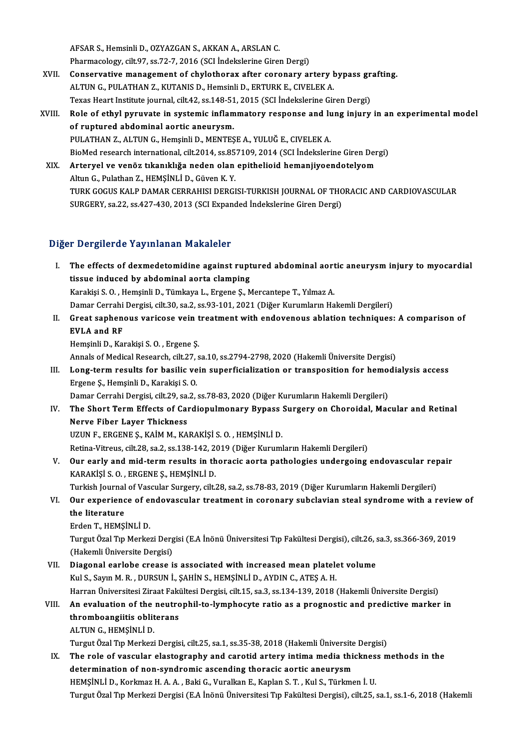AFSAR S., Hemsinli D., OZYAZGAN S., AKKAN A., ARSLAN C.
Pharmacology, cilt.97, ss.72-7, 2016 (SCI İndekslerine Giren Dergi)

XVII. **Conservative management of chylothorax after coronary artery bypass grafting.**
ALTUN G., PULATHAN Z., KUTANIS D., Hemsinli D., ERTURK E., CIVELEK A.
Texas Heart Institute journal, cilt.42, ss.148-51, 2015 (SCI İndekslerine Giren Dergi)

XVIII. **Role of ethyl pyruvate in systemic inflammatory response and lung injury in an experimental model of ruptured abdominal aortic aneurysm.**
PULATHAN Z., ALTUN G., Hemşinli D., MENTEŞE A., YULUĞ E., CIVELEK A.
BioMed research international, cilt.2014, ss.857109, 2014 (SCI İndekslerine Giren Dergi)

XIX. **Arteryel ve venöz tıkanıklığa neden olan epithelioid hemanjiyoendotelyom**
Altun G., Pulathan Z., HEMŞİNLİ D., Güven K. Y.
TURK GOGUS KALP DAMAR CERRAHISI DERGISI-TURKISH JOURNAL OF THORACIC AND CARDIOVASCULAR SURGERY, sa.22, ss.427-430, 2013 (SCI Expanded İndekslerine Giren Dergi)

## Diğer Dergilerde Yayınlanan Makaleler

I. **The effects of dexmedetomidine against ruptured abdominal aortic aneurysm injury to myocardial tissue induced by abdominal aorta clamping**
Karakişi S. O. , Hemşinli D., Tümkaya L., Ergene Ş., Mercantepe T., Yılmaz A.
Damar Cerrahi Dergisi, cilt.30, sa.2, ss.93-101, 2021 (Diğer Kurumların Hakemli Dergileri)

II. **Great saphenous varicose vein treatment with endovenous ablation techniques: A comparison of EVLA and RF**
Hemşinli D., Karakişi S. O. , Ergene Ş.
Annals of Medical Research, cilt.27, sa.10, ss.2794-2798, 2020 (Hakemli Üniversite Dergisi)

III. **Long-term results for basilic vein superficialization or transposition for hemodialysis access**
Ergene Ş., Hemşinli D., Karakişi S. O.
Damar Cerrahi Dergisi, cilt.29, sa.2, ss.78-83, 2020 (Diğer Kurumların Hakemli Dergileri)

IV. **The Short Term Effects of Cardiopulmonary Bypass Surgery on Choroidal, Macular and Retinal Nerve Fiber Layer Thickness**
UZUN F., ERGENE Ş., KAİM M., KARAKİŞİ S. O. , HEMŞİNLİ D.
Retina-Vitreus, cilt.28, sa.2, ss.138-142, 2019 (Diğer Kurumların Hakemli Dergileri)

V. **Our early and mid-term results in thoracic aorta pathologies undergoing endovascular repair**
KARAKİŞİ S. O. , ERGENE Ş., HEMŞİNLİ D.
Turkish Journal of Vascular Surgery, cilt.28, sa.2, ss.78-83, 2019 (Diğer Kurumların Hakemli Dergileri)

VI. **Our experience of endovascular treatment in coronary subclavian steal syndrome with a review of the literature**
Erden T., HEMŞİNLİ D.
Turgut Özal Tıp Merkezi Dergisi (E.A İnönü Üniversitesi Tıp Fakültesi Dergisi), cilt.26, sa.3, ss.366-369, 2019 (Hakemli Üniversite Dergisi)

VII. **Diagonal earlobe crease is associated with increased mean platelet volume**
Kul S., Sayın M. R. , DURSUN İ., ŞAHİN S., HEMŞİNLİ D., AYDIN C., ATEŞ A. H.
Harran Üniversitesi Ziraat Fakültesi Dergisi, cilt.15, sa.3, ss.134-139, 2018 (Hakemli Üniversite Dergisi)

VIII. **An evaluation of the neutrophil-to-lymphocyte ratio as a prognostic and predictive marker in thromboangiitis obliterans**
ALTUN G., HEMŞİNLİ D.
Turgut Özal Tıp Merkezi Dergisi, cilt.25, sa.1, ss.35-38, 2018 (Hakemli Üniversite Dergisi)

IX. **The role of vascular elastography and carotid artery intima media thickness methods in the determination of non-syndromic ascending thoracic aortic aneurysm**
HEMŞİNLİ D., Korkmaz H. A. A. , Baki G., Vuralkan E., Kaplan S. T. , Kul S., Türkmen İ. U.
Turgut Özal Tıp Merkezi Dergisi (E.A İnönü Üniversitesi Tıp Fakültesi Dergisi), cilt.25, sa.1, ss.1-6, 2018 (Hakemli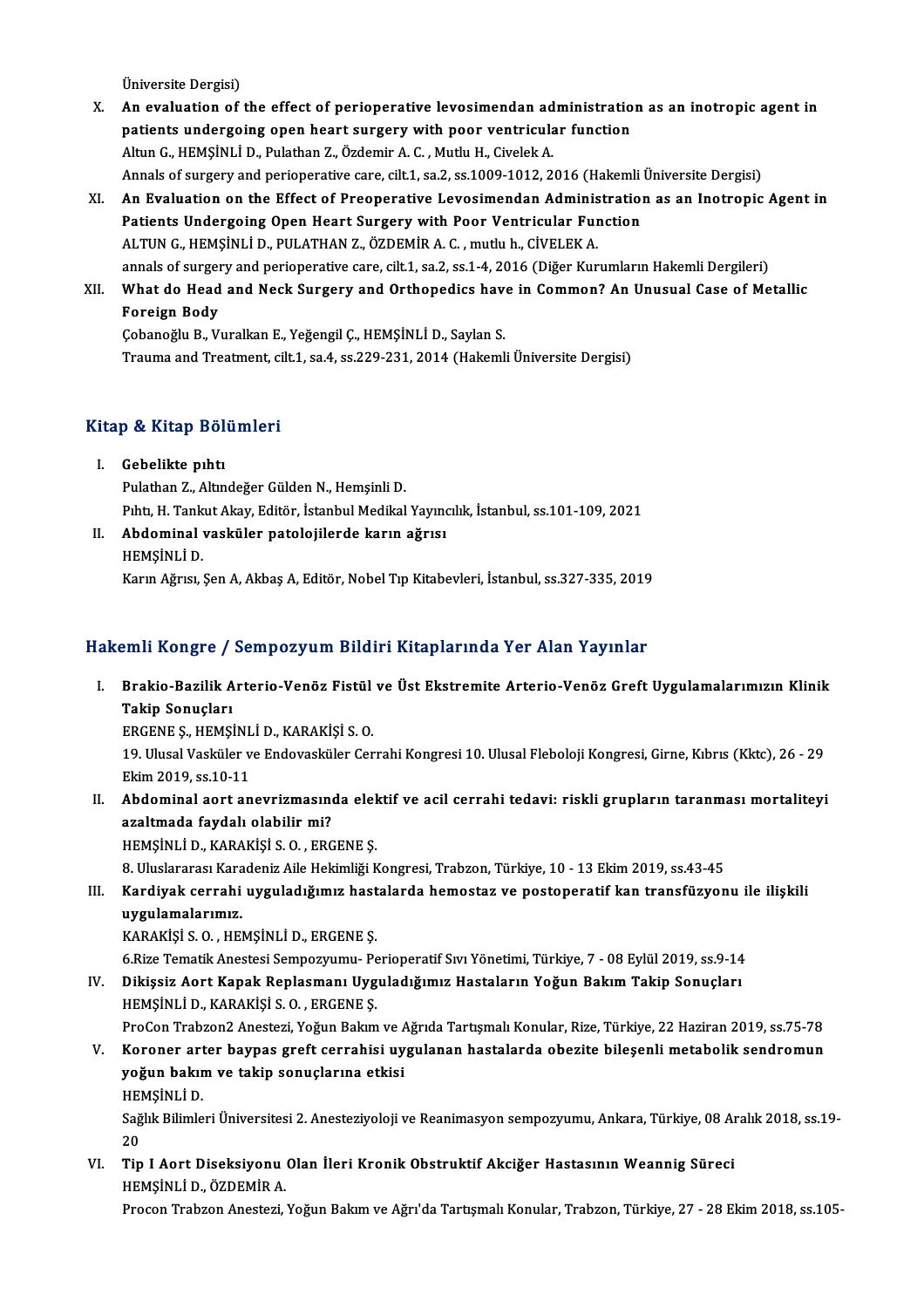Üniversite Dergisi)

X. **An evaluation of the effect of perioperative levosimendan administration as an inotropic agent in patients undergoing open heart surgery with poor ventricular function**
Altun G., HEMŞİNLİ D., Pulathan Z., Özdemir A. C. , Mutlu H., Civelek A.
Annals of surgery and perioperative care, cilt.1, sa.2, ss.1009-1012, 2016 (Hakemli Üniversite Dergisi)

XI. **An Evaluation on the Effect of Preoperative Levosimendan Administration as an Inotropic Agent in Patients Undergoing Open Heart Surgery with Poor Ventricular Function**
ALTUN G., HEMŞİNLİ D., PULATHAN Z., ÖZDEMİR A. C. , mutlu h., CİVELEK A.
annals of surgery and perioperative care, cilt.1, sa.2, ss.1-4, 2016 (Diğer Kurumların Hakemli Dergileri)

XII. **What do Head and Neck Surgery and Orthopedics have in Common? An Unusual Case of Metallic Foreign Body**
Çobanoğlu B., Vuralkan E., Yeğengil Ç., HEMŞİNLİ D., Saylan S.
Trauma and Treatment, cilt.1, sa.4, ss.229-231, 2014 (Hakemli Üniversite Dergisi)

## Kitap & Kitap Bölümleri

I. **Gebelikte pıhtı**
Pulathan Z., Altındeğer Gülden N., Hemşinli D.
Pıhtı, H. Tankut Akay, Editör, İstanbul Medikal Yayıncılık, İstanbul, ss.101-109, 2021

II. **Abdominal vasküler patolojilerde karın ağrısı**
HEMŞİNLİ D.
Karın Ağrısı, Şen A, Akbaş A, Editör, Nobel Tıp Kitabevleri, İstanbul, ss.327-335, 2019

## Hakemli Kongre / Sempozyum Bildiri Kitaplarında Yer Alan Yayınlar

I. **Brakio-Bazilik Arterio-Venöz Fistül ve Üst Ekstremite Arterio-Venöz Greft Uygulamalarımızın Klinik Takip Sonuçları**
ERGENE Ş., HEMŞİNLİ D., KARAKİŞİ S. O.
19. Ulusal Vasküler ve Endovasküler Cerrahi Kongresi 10. Ulusal Fleboloji Kongresi, Girne, Kıbrıs (Kktc), 26 - 29 Ekim 2019, ss.10-11

II. **Abdominal aort anevrizmasında elektif ve acil cerrahi tedavi: riskli grupların taranması mortaliteyi azaltmada faydalı olabilir mi?**
HEMŞİNLİ D., KARAKİŞİ S. O. , ERGENE Ş.
8. Uluslararası Karadeniz Aile Hekimliği Kongresi, Trabzon, Türkiye, 10 - 13 Ekim 2019, ss.43-45

III. **Kardiyak cerrahi uyguladığımız hastalarda hemostaz ve postoperatif kan transfüzyonu ile ilişkili uygulamalarımız.**
KARAKİŞİ S. O. , HEMŞİNLİ D., ERGENE Ş.
6.Rize Tematik Anestesi Sempozyumu- Perioperatif Sıvı Yönetimi, Türkiye, 7 - 08 Eylül 2019, ss.9-14

IV. **Dikişsiz Aort Kapak Replasmanı Uyguladığımız Hastaların Yoğun Bakım Takip Sonuçları**
HEMŞİNLİ D., KARAKİŞİ S. O. , ERGENE Ş.
ProCon Trabzon2 Anestezi, Yoğun Bakım ve Ağrıda Tartışmalı Konular, Rize, Türkiye, 22 Haziran 2019, ss.75-78

V. **Koroner arter baypas greft cerrahisi uygulanan hastalarda obezite bileşenli metabolik sendromun yoğun bakım ve takip sonuçlarına etkisi**
HEMŞİNLİ D.
Sağlık Bilimleri Üniversitesi 2. Anesteziyoloji ve Reanimasyon sempozyumu, Ankara, Türkiye, 08 Aralık 2018, ss.19-20

VI. **Tip I Aort Diseksiyonu Olan İleri Kronik Obstruktif Akciğer Hastasının Weannig Süreci**
HEMŞİNLİ D., ÖZDEMİR A.
Procon Trabzon Anestezi, Yoğun Bakım ve Ağrı'da Tartışmalı Konular, Trabzon, Türkiye, 27 - 28 Ekim 2018, ss.105-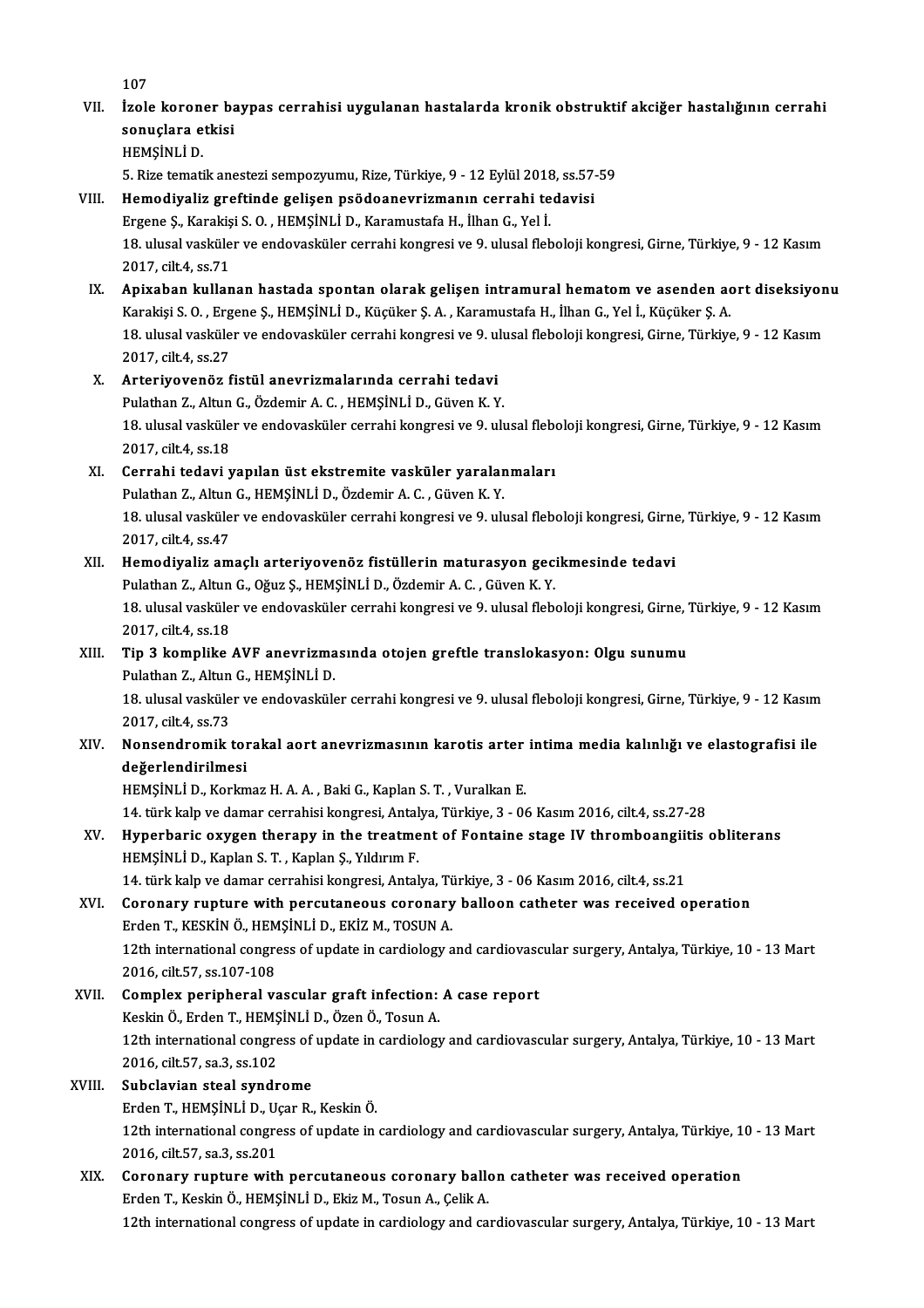107

VII. **İzole koroner baypas cerrahisi uygulanan hastalarda kronik obstruktif akciğer hastalığının cerrahi sonuçlara etkisi**
HEMŞİNLİ D.
5. Rize tematik anestezi sempozyumu, Rize, Türkiye, 9 - 12 Eylül 2018, ss.57-59

VIII. **Hemodiyaliz greftinde gelişen psödoanevrizmanın cerrahi tedavisi**
Ergene Ş., Karakişi S. O. , HEMŞİNLİ D., Karamustafa H., İlhan G., Yel İ.
18. ulusal vasküler ve endovasküler cerrahi kongresi ve 9. ulusal fleboloji kongresi, Girne, Türkiye, 9 - 12 Kasım 2017, cilt.4, ss.71

IX. **Apixaban kullanan hastada spontan olarak gelişen intramural hematom ve asenden aort diseksiyonu**
Karakişi S. O. , Ergene Ş., HEMŞİNLİ D., Küçüker Ş. A. , Karamustafa H., İlhan G., Yel İ., Küçüker Ş. A.
18. ulusal vasküler ve endovasküler cerrahi kongresi ve 9. ulusal fleboloji kongresi, Girne, Türkiye, 9 - 12 Kasım 2017, cilt.4, ss.27

X. **Arteriyovenöz fistül anevrizmalarında cerrahi tedavi**
Pulathan Z., Altun G., Özdemir A. C. , HEMŞİNLİ D., Güven K. Y.
18. ulusal vasküler ve endovasküler cerrahi kongresi ve 9. ulusal fleboloji kongresi, Girne, Türkiye, 9 - 12 Kasım 2017, cilt.4, ss.18

XI. **Cerrahi tedavi yapılan üst ekstremite vasküler yaralanmaları**
Pulathan Z., Altun G., HEMŞİNLİ D., Özdemir A. C. , Güven K. Y.
18. ulusal vasküler ve endovasküler cerrahi kongresi ve 9. ulusal fleboloji kongresi, Girne, Türkiye, 9 - 12 Kasım 2017, cilt.4, ss.47

XII. **Hemodiyaliz amaçlı arteriyovenöz fistüllerin maturasyon gecikmesinde tedavi**
Pulathan Z., Altun G., Oğuz Ş., HEMŞİNLİ D., Özdemir A. C. , Güven K. Y.
18. ulusal vasküler ve endovasküler cerrahi kongresi ve 9. ulusal fleboloji kongresi, Girne, Türkiye, 9 - 12 Kasım 2017, cilt.4, ss.18

XIII. **Tip 3 komplike AVF anevrizmasında otojen greftle translokasyon: Olgu sunumu**
Pulathan Z., Altun G., HEMŞİNLİ D.
18. ulusal vasküler ve endovasküler cerrahi kongresi ve 9. ulusal fleboloji kongresi, Girne, Türkiye, 9 - 12 Kasım 2017, cilt.4, ss.73

XIV. **Nonsendromik torakal aort anevrizmasının karotis arter intima media kalınlığı ve elastografisi ile değerlendirilmesi**
HEMŞİNLİ D., Korkmaz H. A. A. , Baki G., Kaplan S. T. , Vuralkan E.
14. türk kalp ve damar cerrahisi kongresi, Antalya, Türkiye, 3 - 06 Kasım 2016, cilt.4, ss.27-28

XV. **Hyperbaric oxygen therapy in the treatment of Fontaine stage IV thromboangiitis obliterans**
HEMŞİNLİ D., Kaplan S. T. , Kaplan Ş., Yıldırım F.
14. türk kalp ve damar cerrahisi kongresi, Antalya, Türkiye, 3 - 06 Kasım 2016, cilt.4, ss.21

XVI. **Coronary rupture with percutaneous coronary balloon catheter was received operation**
Erden T., KESKİN Ö., HEMŞİNLİ D., EKİZ M., TOSUN A.
12th international congress of update in cardiology and cardiovascular surgery, Antalya, Türkiye, 10 - 13 Mart 2016, cilt.57, ss.107-108

XVII. **Complex peripheral vascular graft infection: A case report**
Keskin Ö., Erden T., HEMŞİNLİ D., Özen Ö., Tosun A.
12th international congress of update in cardiology and cardiovascular surgery, Antalya, Türkiye, 10 - 13 Mart 2016, cilt.57, sa.3, ss.102

XVIII. **Subclavian steal syndrome**
Erden T., HEMŞİNLİ D., Uçar R., Keskin Ö.
12th international congress of update in cardiology and cardiovascular surgery, Antalya, Türkiye, 10 - 13 Mart 2016, cilt.57, sa.3, ss.201

XIX. **Coronary rupture with percutaneous coronary ballon catheter was received operation**
Erden T., Keskin Ö., HEMŞİNLİ D., Ekiz M., Tosun A., Çelik A.
12th international congress of update in cardiology and cardiovascular surgery, Antalya, Türkiye, 10 - 13 Mart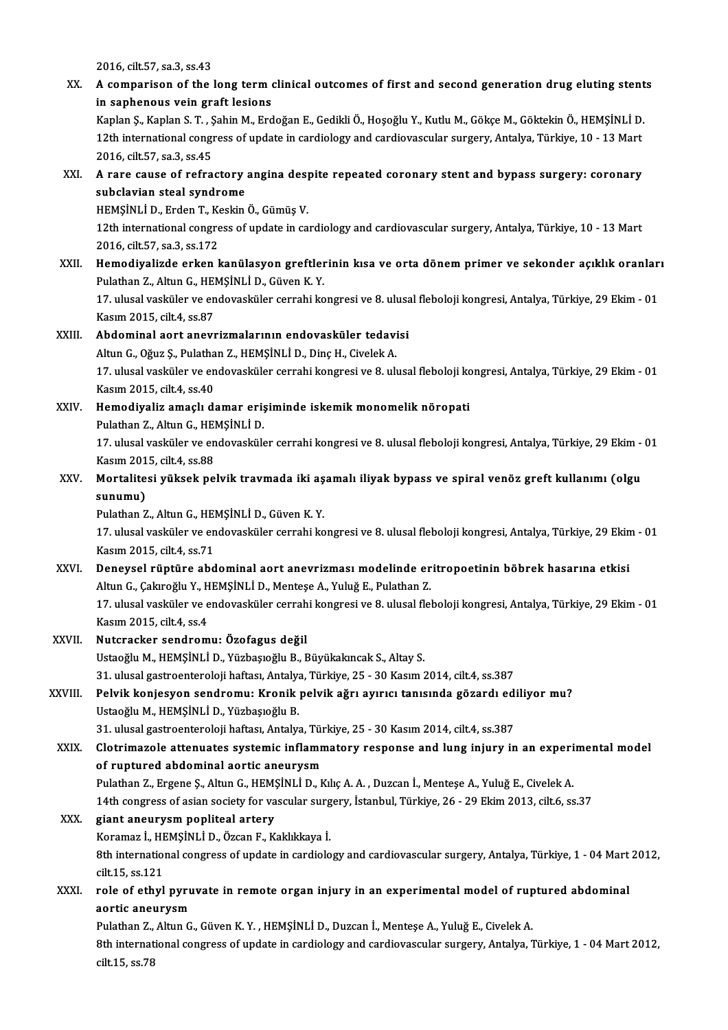2016, cilt.57, sa.3, ss.43

XX. **A comparison of the long term clinical outcomes of first and second generation drug eluting stents in saphenous vein graft lesions**
Kaplan Ş., Kaplan S. T. , Şahin M., Erdoğan E., Gedikli Ö., Hoşoğlu Y., Kutlu M., Gökçe M., Göktekin Ö., HEMŞİNLİ D.
12th international congress of update in cardiology and cardiovascular surgery, Antalya, Türkiye, 10 - 13 Mart 2016, cilt.57, sa.3, ss.45

XXI. **A rare cause of refractory angina despite repeated coronary stent and bypass surgery: coronary subclavian steal syndrome**
HEMŞİNLİ D., Erden T., Keskin Ö., Gümüş V.
12th international congress of update in cardiology and cardiovascular surgery, Antalya, Türkiye, 10 - 13 Mart 2016, cilt.57, sa.3, ss.172

XXII. **Hemodiyalizde erken kanülasyon greftlerinin kısa ve orta dönem primer ve sekonder açıklık oranları**
Pulathan Z., Altun G., HEMŞİNLİ D., Güven K. Y.
17. ulusal vasküler ve endovasküler cerrahi kongresi ve 8. ulusal fleboloji kongresi, Antalya, Türkiye, 29 Ekim - 01 Kasım 2015, cilt.4, ss.87

XXIII. **Abdominal aort anevrizmalarının endovasküler tedavisi**
Altun G., Oğuz Ş., Pulathan Z., HEMŞİNLİ D., Dinç H., Civelek A.
17. ulusal vasküler ve endovasküler cerrahi kongresi ve 8. ulusal fleboloji kongresi, Antalya, Türkiye, 29 Ekim - 01 Kasım 2015, cilt.4, ss.40

XXIV. **Hemodiyaliz amaçlı damar erişiminde iskemik monomelik nöropati**
Pulathan Z., Altun G., HEMŞİNLİ D.
17. ulusal vasküler ve endovasküler cerrahi kongresi ve 8. ulusal fleboloji kongresi, Antalya, Türkiye, 29 Ekim - 01 Kasım 2015, cilt.4, ss.88

XXV. **Mortalitesi yüksek pelvik travmada iki aşamalı iliyak bypass ve spiral venöz greft kullanımı (olgu sunumu)**
Pulathan Z., Altun G., HEMŞİNLİ D., Güven K. Y.
17. ulusal vasküler ve endovasküler cerrahi kongresi ve 8. ulusal fleboloji kongresi, Antalya, Türkiye, 29 Ekim - 01 Kasım 2015, cilt.4, ss.71

XXVI. **Deneysel rüptüre abdominal aort anevrizması modelinde eritropoetinin böbrek hasarına etkisi**
Altun G., Çakıroğlu Y., HEMŞİNLİ D., Menteşe A., Yuluğ E., Pulathan Z.
17. ulusal vasküler ve endovasküler cerrahi kongresi ve 8. ulusal fleboloji kongresi, Antalya, Türkiye, 29 Ekim - 01 Kasım 2015, cilt.4, ss.4

XXVII. **Nutcracker sendromu: Özofagus değil**
Ustaoğlu M., HEMŞİNLİ D., Yüzbaşıoğlu B., Büyükakıncak S., Altay S.
31. ulusal gastroenteroloji haftası, Antalya, Türkiye, 25 - 30 Kasım 2014, cilt.4, ss.387

XXVIII. **Pelvik konjesyon sendromu: Kronik pelvik ağrı ayırıcı tanısında gözardı ediliyor mu?**
Ustaoğlu M., HEMŞİNLİ D., Yüzbaşıoğlu B.
31. ulusal gastroenteroloji haftası, Antalya, Türkiye, 25 - 30 Kasım 2014, cilt.4, ss.387

XXIX. **Clotrimazole attenuates systemic inflammatory response and lung injury in an experimental model of ruptured abdominal aortic aneurysm**
Pulathan Z., Ergene Ş., Altun G., HEMŞİNLİ D., Kılıç A. A. , Duzcan İ., Menteşe A., Yuluğ E., Civelek A.
14th congress of asian society for vascular surgery, İstanbul, Türkiye, 26 - 29 Ekim 2013, cilt.6, ss.37

XXX. **giant aneurysm popliteal artery**
Koramaz İ., HEMŞİNLİ D., Özcan F., Kaklıkkaya İ.
8th international congress of update in cardiology and cardiovascular surgery, Antalya, Türkiye, 1 - 04 Mart 2012, cilt.15, ss.121

XXXI. **role of ethyl pyruvate in remote organ injury in an experimental model of ruptured abdominal aortic aneurysm**
Pulathan Z., Altun G., Güven K. Y. , HEMŞİNLİ D., Duzcan İ., Menteşe A., Yuluğ E., Civelek A.
8th international congress of update in cardiology and cardiovascular surgery, Antalya, Türkiye, 1 - 04 Mart 2012, cilt.15, ss.78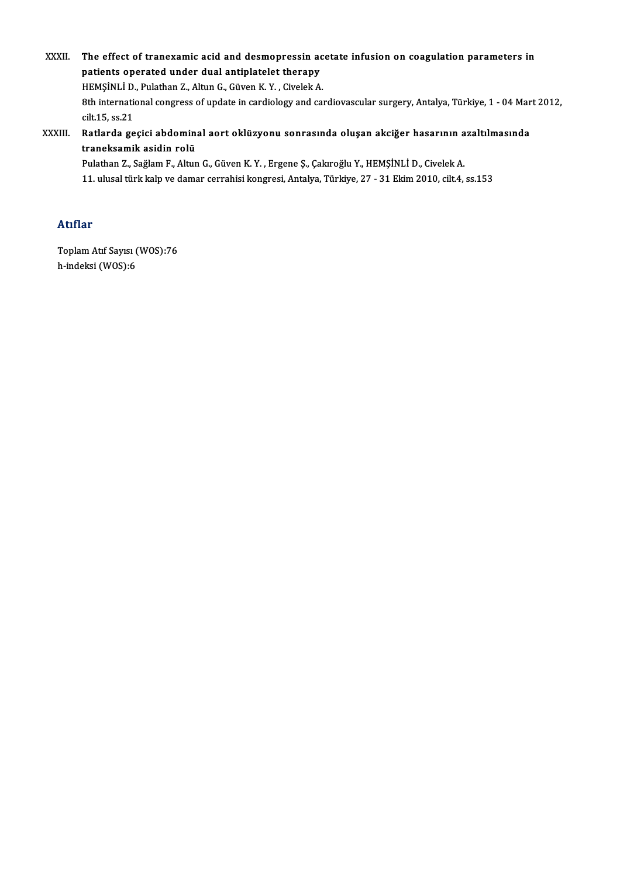XXXII. **The effect of tranexamic acid and desmopressin acetate infusion on coagulation parameters in patients operated under dual antiplatelet therapy**
HEMŞİNLİ D., Pulathan Z., Altun G., Güven K. Y. , Civelek A.
8th international congress of update in cardiology and cardiovascular surgery, Antalya, Türkiye, 1 - 04 Mart 2012, cilt.15, ss.21

XXXIII. **Ratlarda geçici abdominal aort oklüzyonu sonrasında oluşan akciğer hasarının azaltılmasında traneksamik asidin rolü**
Pulathan Z., Sağlam F., Altun G., Güven K. Y. , Ergene Ş., Çakıroğlu Y., HEMŞİNLİ D., Civelek A.
11. ulusal türk kalp ve damar cerrahisi kongresi, Antalya, Türkiye, 27 - 31 Ekim 2010, cilt.4, ss.153

## Atıflar

Toplam Atıf Sayısı (WOS):76
h-indeksi (WOS):6